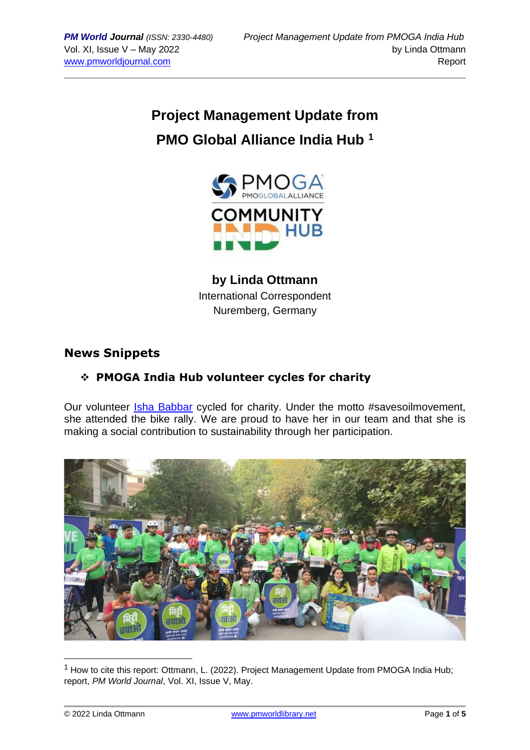# Project Management Update from PMO Global Alliance India Hub [1]

**by Linda Ottmann**
International Correspondent
Nuremberg, Germany

## News Snippets

### ❖ PMOGA India Hub volunteer cycles for charity

Our volunteer Isha Babbar cycled for charity. Under the motto #savesoilmovement, she attended the bike rally. We are proud to have her in our team and that she is making a social contribution to sustainability through her participation.

---

[1] How to cite this report: Ottmann, L. (2022). Project Management Update from PMOGA India Hub; report, *PM World Journal*, Vol. XI, Issue V, May.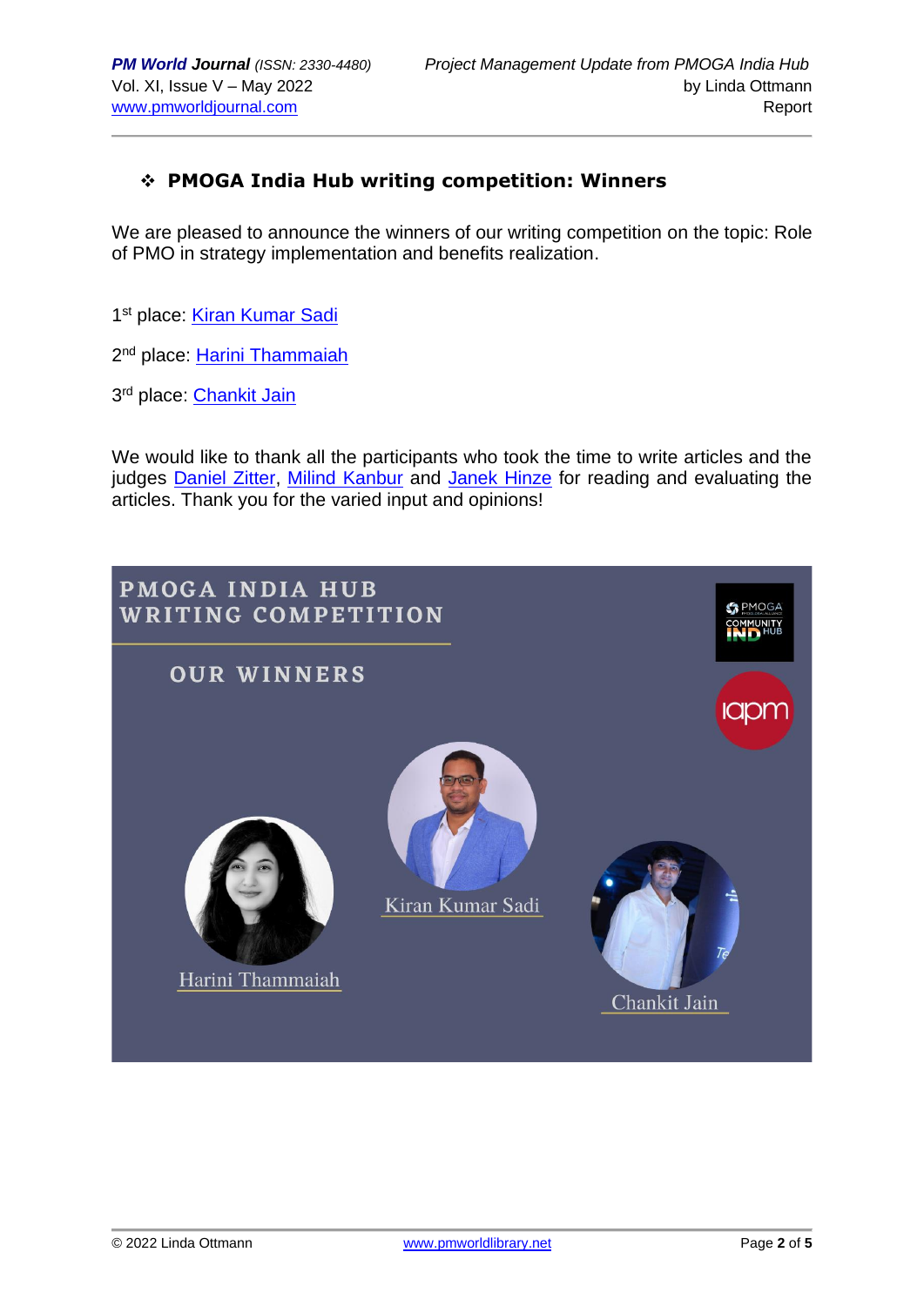## ❖ PMOGA India Hub writing competition: Winners

We are pleased to announce the winners of our writing competition on the topic: Role of PMO in strategy implementation and benefits realization.

1st place: Kiran Kumar Sadi

2nd place: Harini Thammaiah

3rd place: Chankit Jain

We would like to thank all the participants who took the time to write articles and the judges Daniel Zitter, Milind Kanbur and Janek Hinze for reading and evaluating the articles. Thank you for the varied input and opinions!

PMOGA INDIA HUB WRITING COMPETITION

OUR WINNERS

Kiran Kumar Sadi

Harini Thammaiah

Chankit Jain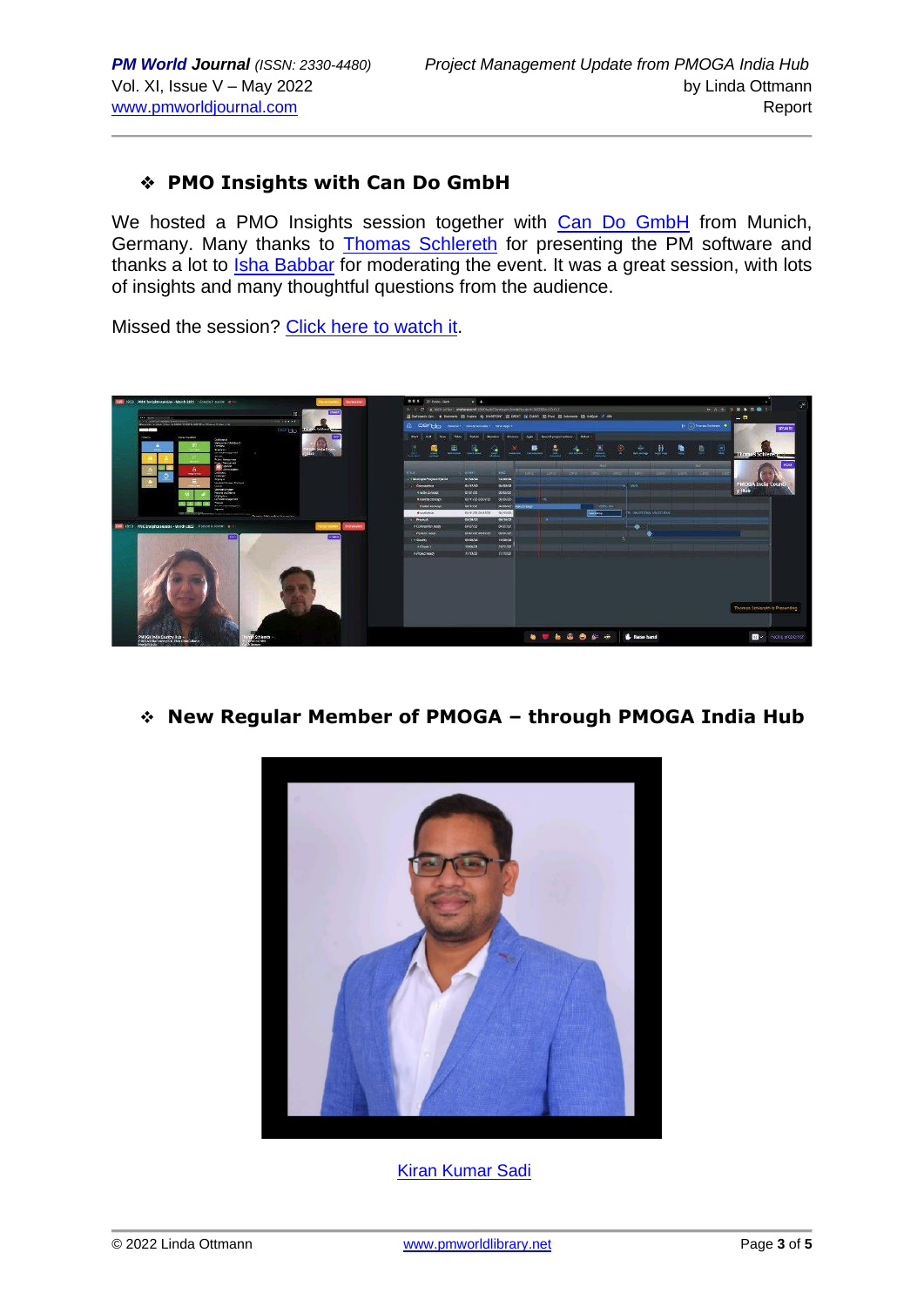## ❖ PMO Insights with Can Do GmbH

We hosted a PMO Insights session together with Can Do GmbH from Munich, Germany. Many thanks to Thomas Schlereth for presenting the PM software and thanks a lot to Isha Babbar for moderating the event. It was a great session, with lots of insights and many thoughtful questions from the audience.

Missed the session? Click here to watch it.

## ❖ New Regular Member of PMOGA – through PMOGA India Hub

Kiran Kumar Sadi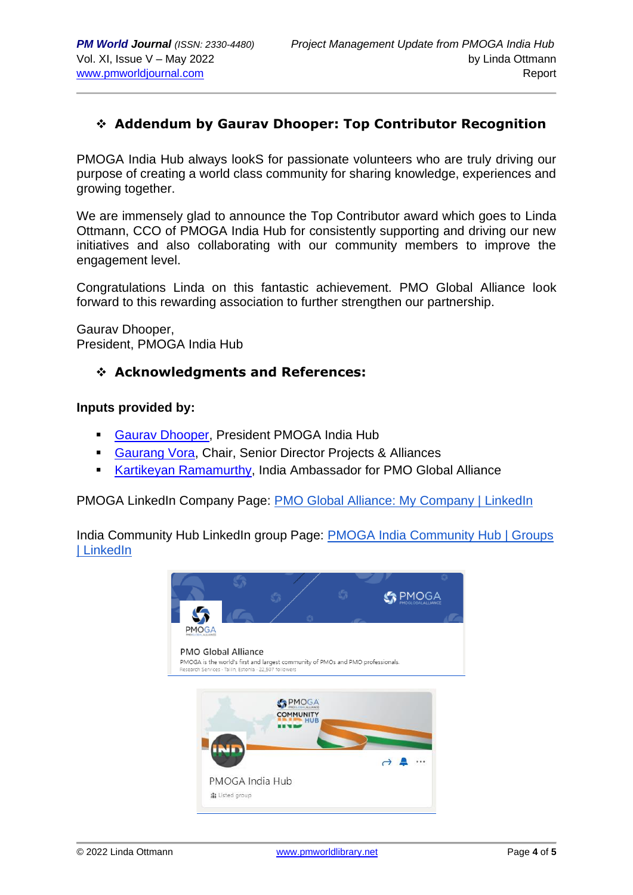## ❖ Addendum by Gaurav Dhooper: Top Contributor Recognition

PMOGA India Hub always lookS for passionate volunteers who are truly driving our purpose of creating a world class community for sharing knowledge, experiences and growing together.

We are immensely glad to announce the Top Contributor award which goes to Linda Ottmann, CCO of PMOGA India Hub for consistently supporting and driving our new initiatives and also collaborating with our community members to improve the engagement level.

Congratulations Linda on this fantastic achievement. PMO Global Alliance look forward to this rewarding association to further strengthen our partnership.

Gaurav Dhooper,
President, PMOGA India Hub

## ❖ Acknowledgments and References:

**Inputs provided by:**

- Gaurav Dhooper, President PMOGA India Hub
- Gaurang Vora, Chair, Senior Director Projects & Alliances
- Kartikeyan Ramamurthy, India Ambassador for PMO Global Alliance

PMOGA LinkedIn Company Page: PMO Global Alliance: My Company | LinkedIn

India Community Hub LinkedIn group Page: PMOGA India Community Hub | Groups | LinkedIn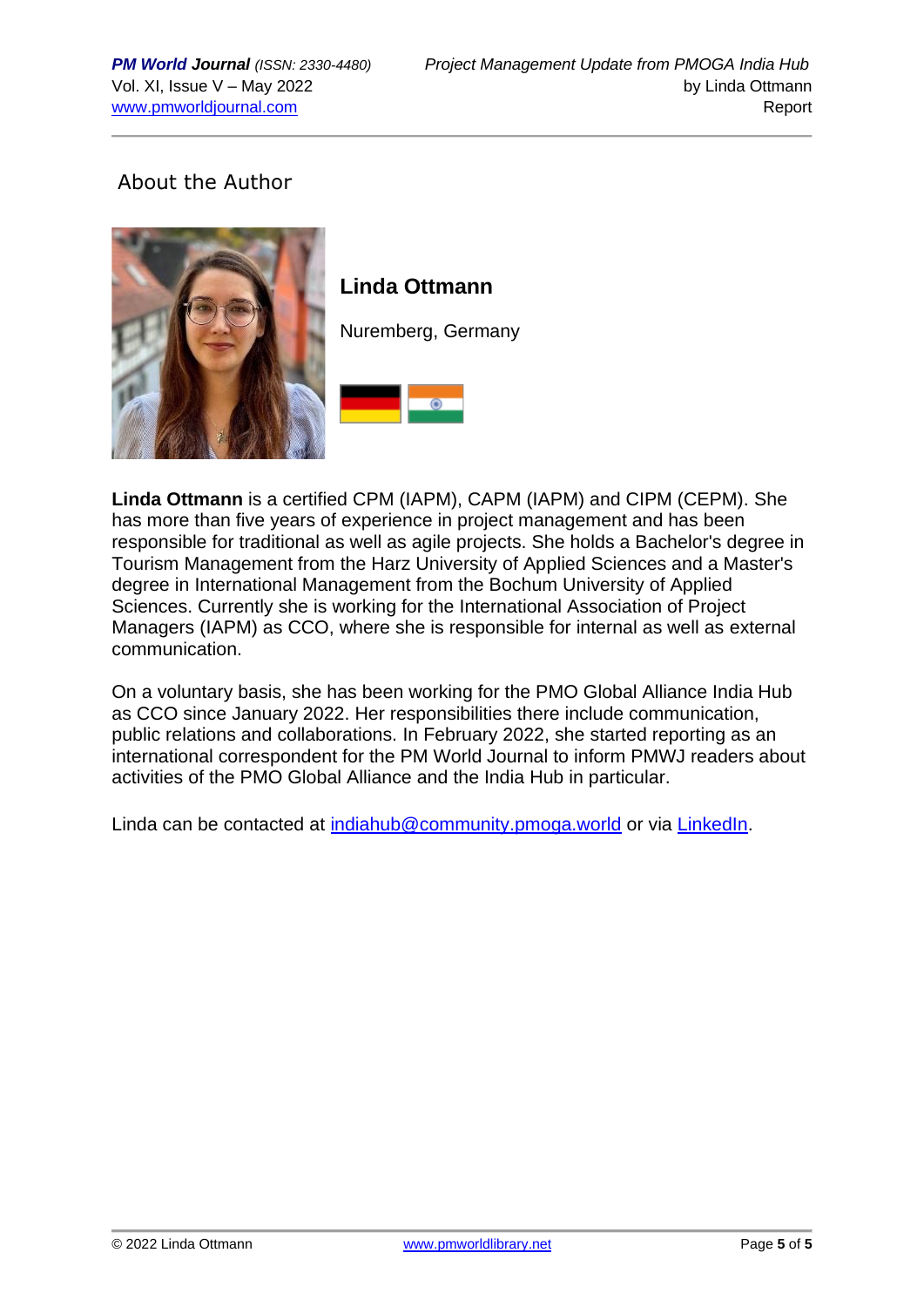## About the Author

### Linda Ottmann

Nuremberg, Germany

**Linda Ottmann** is a certified CPM (IAPM), CAPM (IAPM) and CIPM (CEPM). She has more than five years of experience in project management and has been responsible for traditional as well as agile projects. She holds a Bachelor's degree in Tourism Management from the Harz University of Applied Sciences and a Master's degree in International Management from the Bochum University of Applied Sciences. Currently she is working for the International Association of Project Managers (IAPM) as CCO, where she is responsible for internal as well as external communication.

On a voluntary basis, she has been working for the PMO Global Alliance India Hub as CCO since January 2022. Her responsibilities there include communication, public relations and collaborations. In February 2022, she started reporting as an international correspondent for the PM World Journal to inform PMWJ readers about activities of the PMO Global Alliance and the India Hub in particular.

Linda can be contacted at indiahub@community.pmoga.world or via LinkedIn.